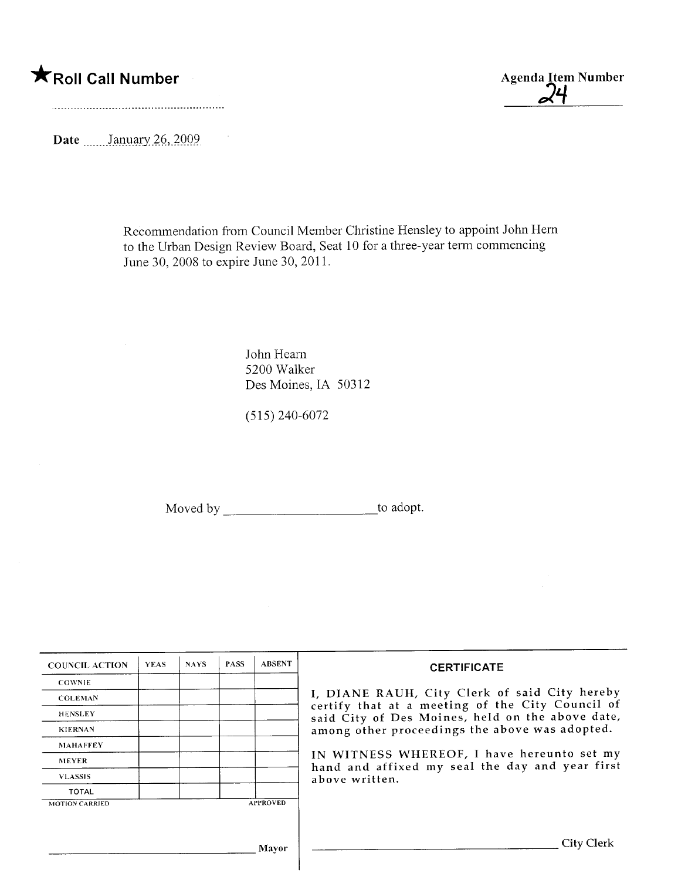★**Roll Call Number** ..........................................................

**Agenda Item Number** 24

**Date** January 26, 2009

Recommendation from Council Member Christine Hensley to appoint John Hern to the Urban Design Review Board, Seat 10 for a three-year term commencing June 30, 2008 to expire June 30, 2011.

John Hearn
5200 Walker
Des Moines, IA 50312

(515) 240-6072

Moved by ______________________ to adopt.

| COUNCIL ACTION | YEAS | NAYS | PASS | ABSENT |
|---|---|---|---|---|
| COWNIE | | | | |
| COLEMAN | | | | |
| HENSLEY | | | | |
| KIERNAN | | | | |
| MAHAFFEY | | | | |
| MEYER | | | | |
| VLASSIS | | | | |
| TOTAL | | | | |
| MOTION CARRIED | | | | APPROVED |

______________________________ Mayor

**CERTIFICATE**

I, DIANE RAUH, City Clerk of said City hereby certify that at a meeting of the City Council of said City of Des Moines, held on the above date, among other proceedings the above was adopted.

IN WITNESS WHEREOF, I have hereunto set my hand and affixed my seal the day and year first above written.

______________________________ City Clerk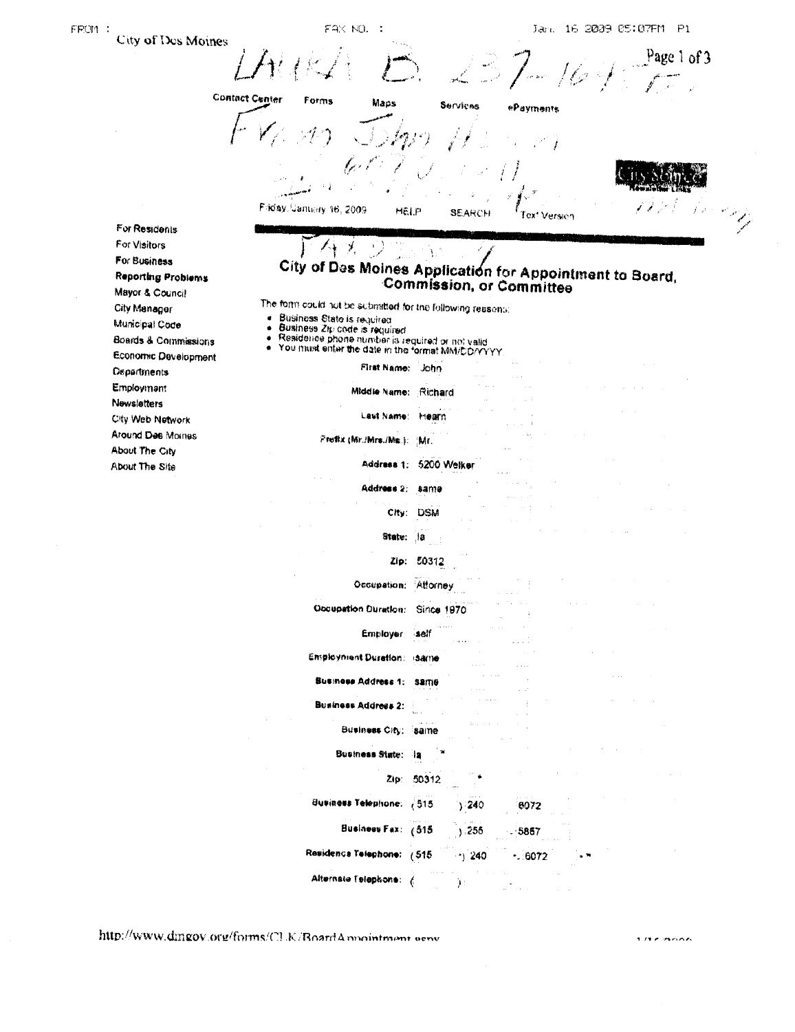City of Des Moines

LAURA B. 237-1645

Contact Center Forms Maps Services ePayments

From John H...

Friday, January 16, 2009 HELP SEARCH Text Version

- For Residents
- For Visitors
- For Business
- Reporting Problems
- Mayor & Council
- City Manager
- Municipal Code
- Boards & Commissions
- Economic Development
- Departments
- Employment
- Newsletters
- City Web Network
- Around Des Moines
- About The City
- About The Site

## City of Des Moines Application for Appointment to Board, Commission, or Committee

The form could not be submitted for the following reasons:

- Business State is required
- Business Zip code is required
- Residence phone number is required or not valid
- You must enter the date in the format MM/DD/YYYY

| | |
|---|---|
| First Name: | John |
| Middle Name: | Richard |
| Last Name: | Hearn |
| Prefix (Mr./Mrs./Ms.): | Mr. |
| Address 1: | 5200 Welker |
| Address 2: | same |
| City: | DSM |
| State: | ia |
| Zip: | 50312 |
| Occupation: | Attorney |
| Occupation Duration: | Since 1970 |
| Employer: | self |
| Employment Duration: | same |
| Business Address 1: | same |
| Business Address 2: | |
| Business City: | same |
| Business State: | ia * |
| Zip: | 50312 * |
| Business Telephone: | (515) 240 6072 |
| Business Fax: | (515) 255 - 5867 |
| Residence Telephone: | (515) 240 - 6072 * |
| Alternate Telephone: | ( ) - |

http://www.dmgov.org/forms/CLK/BoardAppointment.aspx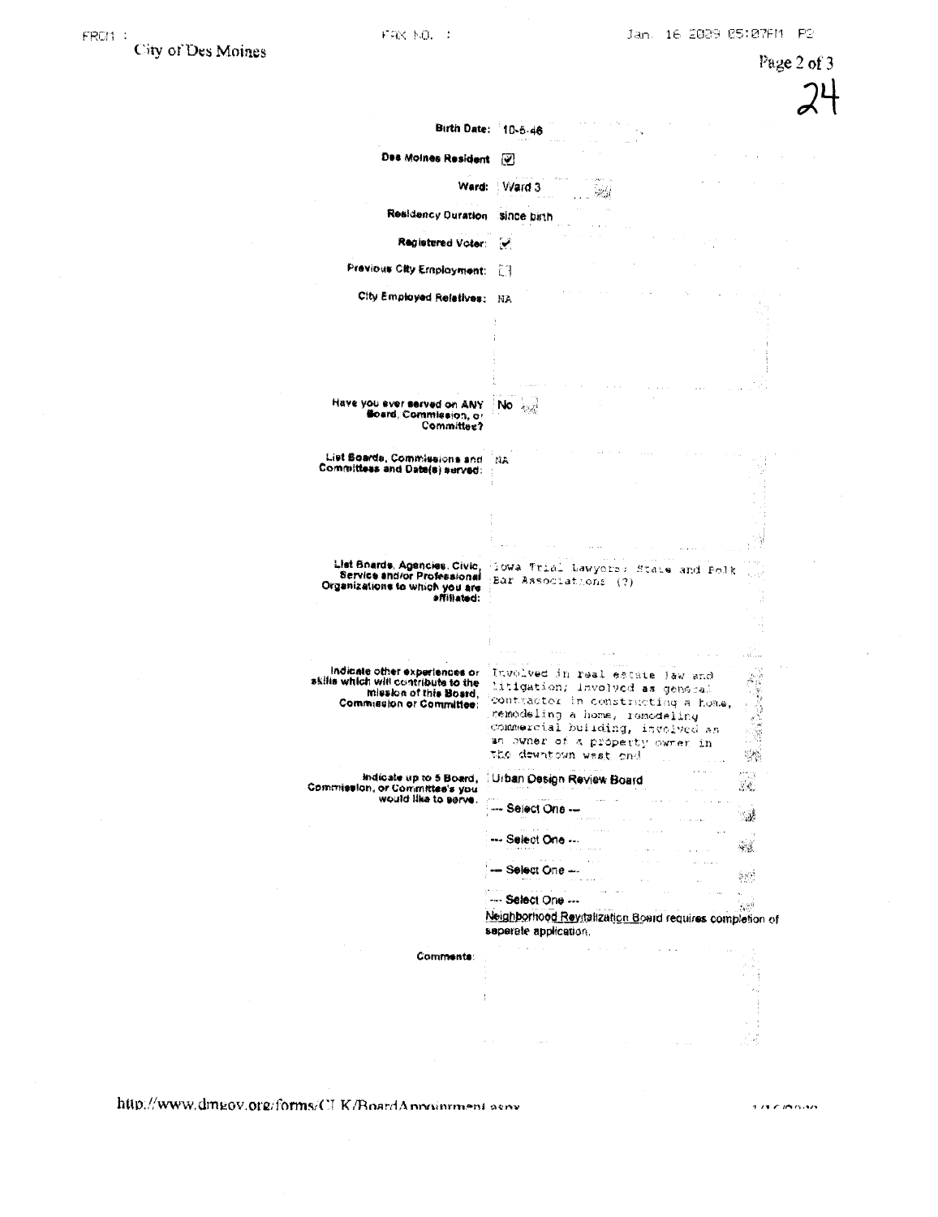City of Des Moines

24

| | |
|---|---|
| **Birth Date:** | 10-6-46 |
| **Des Moines Resident** | ☑ |
| **Ward:** | Ward 3 |
| **Residency Duration** | since birth |
| **Registered Voter:** | ☑ |
| **Previous City Employment:** | ☐ |
| **City Employed Relatives:** | NA |
| **Have you ever served on ANY Board, Commission, or Committee?** | No |
| **List Boards, Commissions and Committees and Date(s) served:** | NA |
| **List Boards, Agencies, Civic, Service and/or Professional Organizations to which you are affiliated:** | Iowa Trial Lawyers; State and Polk Bar Associations (?) |
| **Indicate other experiences or skills which will contribute to the mission of this Board, Commission or Committee:** | Involved in real estate law and litigation; involved as general contractor in constructing a home, remodeling a home, remodeling commercial building, involved as an owner of a property owner in the downtown west end |
| **Indicate up to 5 Board, Commission, or Committee's you would like to serve.** | Urban Design Review Board<br>--- Select One ---<br>--- Select One ---<br>--- Select One ---<br>--- Select One ---<br>Neighborhood Revitalization Board requires completion of seperate application. |
| **Comments:** | |

http://www.dmgov.org/forms/CLK/BoardAppointment.aspx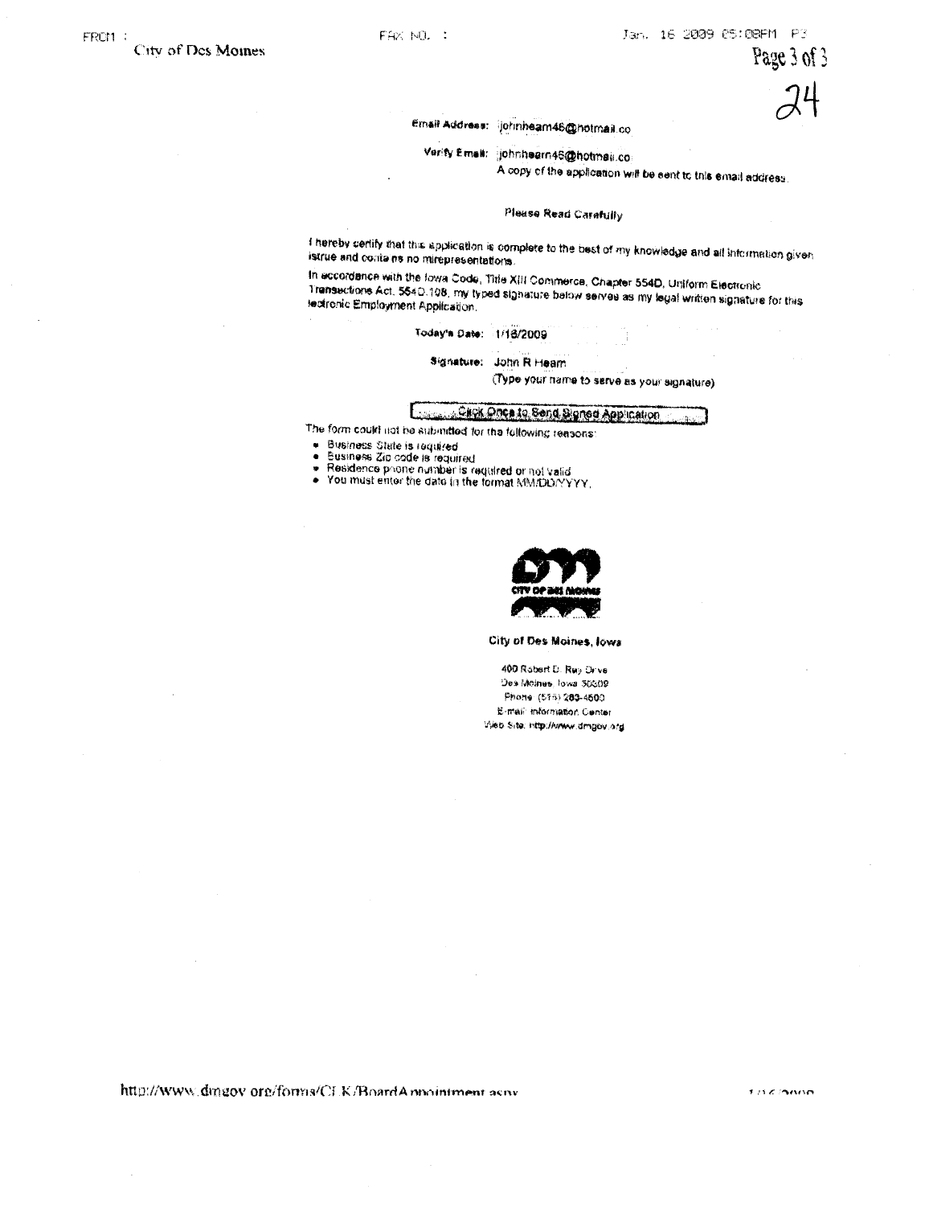City of Des Moines

24

**Email Address:** johnhearn46@hotmail.co

**Verify Email:** johnhearn46@hotmail.co

A copy of the application will be sent to this email address.

**Please Read Carefully**

I hereby certify that this application is complete to the best of my knowledge and all information given istrue and contains no mirepresentations.

In accordance with the Iowa Code, Title XIII Commerce, Chapter 554D, Uniform Electronic Transactions Act, 554D.108, my typed signature below serves as my legal written signature for this lectronic Employment Application.

**Today's Date:** 1/16/2009

**Signature:** John R Hearn

(Type your name to serve as your signature)

Click Once to Send Signed Application

The form could not be submitted for the following reasons:

- Business State is required
- Business Zip code is required
- Residence phone number is required or not valid
- You must enter the date in the format MM/DD/YYYY.

CITY OF DES MOINES

**City of Des Moines, Iowa**

400 Robert D. Ray Drive
Des Moines, Iowa 50309
Phone: (515) 283-4500
E-mail: Information Center
Web Site: http://www.dmgov.org

http://www.dmgov.org/forms/CLK/BoardAppointment.aspx